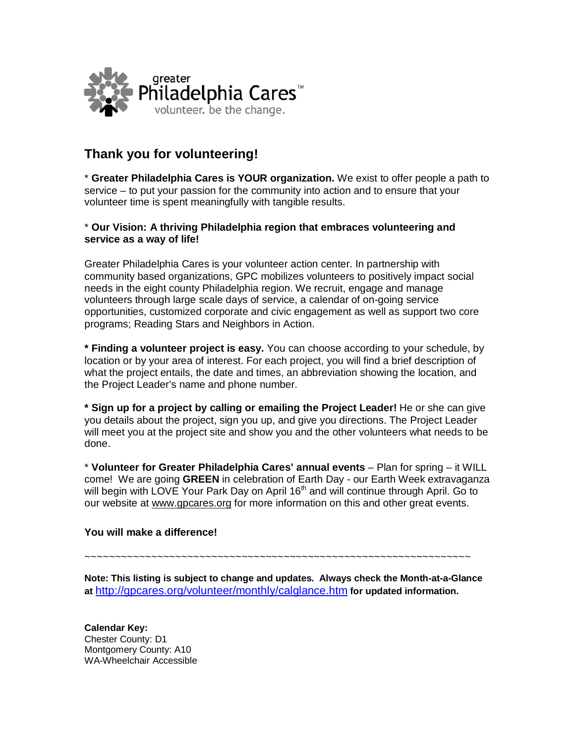greater
Philadelphia Cares™
volunteer. be the change.

## Thank you for volunteering!

* **Greater Philadelphia Cares is YOUR organization.** We exist to offer people a path to service – to put your passion for the community into action and to ensure that your volunteer time is spent meaningfully with tangible results.

* **Our Vision: A thriving Philadelphia region that embraces volunteering and service as a way of life!**

Greater Philadelphia Cares is your volunteer action center. In partnership with community based organizations, GPC mobilizes volunteers to positively impact social needs in the eight county Philadelphia region. We recruit, engage and manage volunteers through large scale days of service, a calendar of on-going service opportunities, customized corporate and civic engagement as well as support two core programs; Reading Stars and Neighbors in Action.

**\* Finding a volunteer project is easy.** You can choose according to your schedule, by location or by your area of interest. For each project, you will find a brief description of what the project entails, the date and times, an abbreviation showing the location, and the Project Leader's name and phone number.

**\* Sign up for a project by calling or emailing the Project Leader!** He or she can give you details about the project, sign you up, and give you directions. The Project Leader will meet you at the project site and show you and the other volunteers what needs to be done.

* **Volunteer for Greater Philadelphia Cares' annual events** – Plan for spring – it WILL come! We are going **GREEN** in celebration of Earth Day - our Earth Week extravaganza will begin with LOVE Your Park Day on April 16th and will continue through April. Go to our website at www.gpcares.org for more information on this and other great events.

**You will make a difference!**

~~~~~~~~~~~~~~~~~~~~~~~~~~~~~~~~~~~~~~~~~~~~~~~~~~~~~~~~~~~~~~~~~~

**Note: This listing is subject to change and updates. Always check the Month-at-a-Glance at** http://gpcares.org/volunteer/monthly/calglance.htm **for updated information.**

**Calendar Key:**
Chester County: D1
Montgomery County: A10
WA-Wheelchair Accessible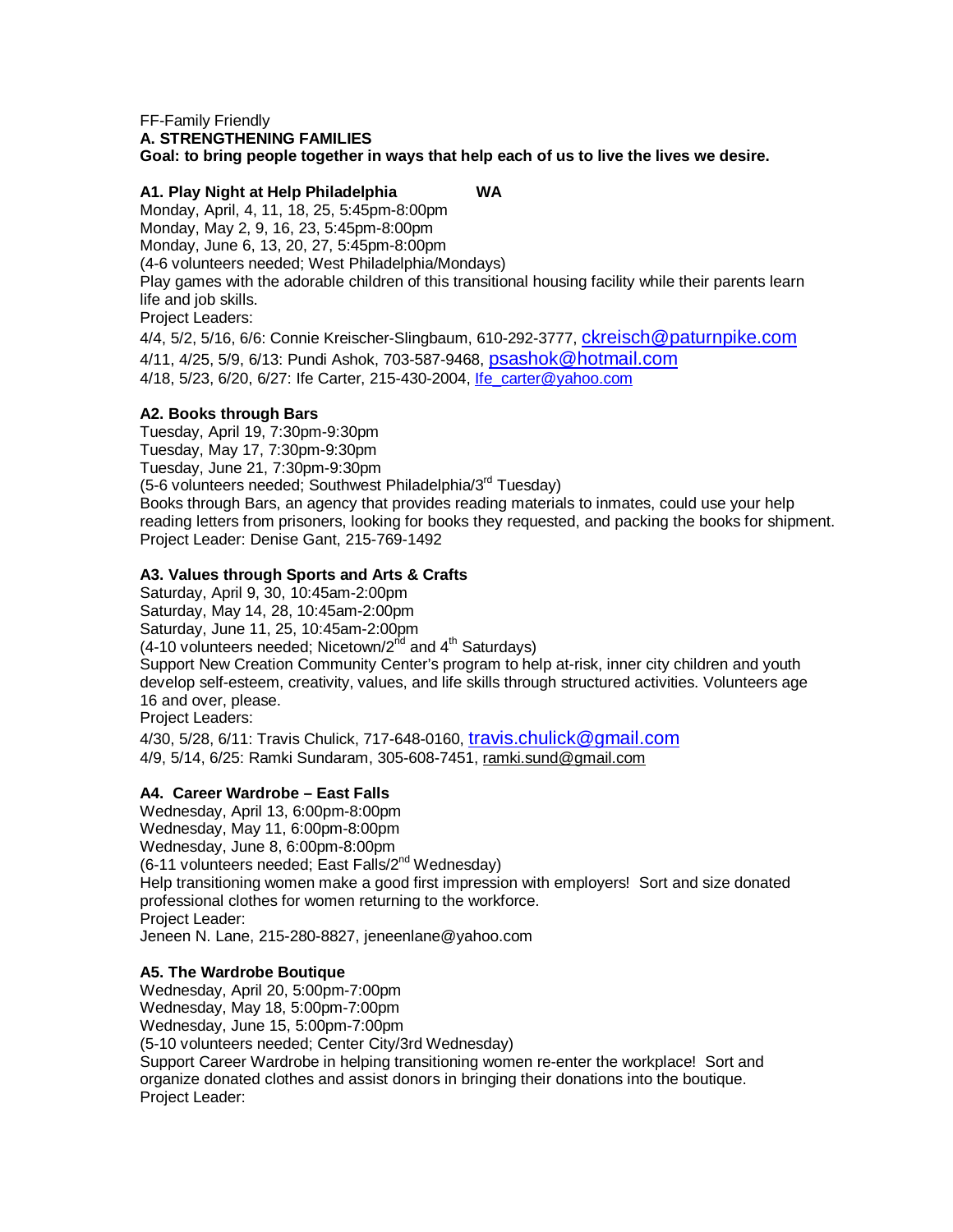FF-Family Friendly

**A. STRENGTHENING FAMILIES**

**Goal: to bring people together in ways that help each of us to live the lives we desire.**

**A1. Play Night at Help Philadelphia WA**

Monday, April, 4, 11, 18, 25, 5:45pm-8:00pm
Monday, May 2, 9, 16, 23, 5:45pm-8:00pm
Monday, June 6, 13, 20, 27, 5:45pm-8:00pm
(4-6 volunteers needed; West Philadelphia/Mondays)
Play games with the adorable children of this transitional housing facility while their parents learn life and job skills.
Project Leaders:
4/4, 5/2, 5/16, 6/6: Connie Kreischer-Slingbaum, 610-292-3777, ckreisch@paturnpike.com
4/11, 4/25, 5/9, 6/13: Pundi Ashok, 703-587-9468, psashok@hotmail.com
4/18, 5/23, 6/20, 6/27: Ife Carter, 215-430-2004, Ife_carter@yahoo.com

**A2. Books through Bars**

Tuesday, April 19, 7:30pm-9:30pm
Tuesday, May 17, 7:30pm-9:30pm
Tuesday, June 21, 7:30pm-9:30pm
(5-6 volunteers needed; Southwest Philadelphia/3rd Tuesday)
Books through Bars, an agency that provides reading materials to inmates, could use your help reading letters from prisoners, looking for books they requested, and packing the books for shipment.
Project Leader: Denise Gant, 215-769-1492

**A3. Values through Sports and Arts & Crafts**

Saturday, April 9, 30, 10:45am-2:00pm
Saturday, May 14, 28, 10:45am-2:00pm
Saturday, June 11, 25, 10:45am-2:00pm
(4-10 volunteers needed; Nicetown/2nd and 4th Saturdays)
Support New Creation Community Center's program to help at-risk, inner city children and youth develop self-esteem, creativity, values, and life skills through structured activities. Volunteers age 16 and over, please.
Project Leaders:
4/30, 5/28, 6/11: Travis Chulick, 717-648-0160, travis.chulick@gmail.com
4/9, 5/14, 6/25: Ramki Sundaram, 305-608-7451, ramki.sund@gmail.com

**A4. Career Wardrobe – East Falls**

Wednesday, April 13, 6:00pm-8:00pm
Wednesday, May 11, 6:00pm-8:00pm
Wednesday, June 8, 6:00pm-8:00pm
(6-11 volunteers needed; East Falls/2nd Wednesday)
Help transitioning women make a good first impression with employers! Sort and size donated professional clothes for women returning to the workforce.
Project Leader:
Jeneen N. Lane, 215-280-8827, jeneenlane@yahoo.com

**A5. The Wardrobe Boutique**

Wednesday, April 20, 5:00pm-7:00pm
Wednesday, May 18, 5:00pm-7:00pm
Wednesday, June 15, 5:00pm-7:00pm
(5-10 volunteers needed; Center City/3rd Wednesday)
Support Career Wardrobe in helping transitioning women re-enter the workplace! Sort and organize donated clothes and assist donors in bringing their donations into the boutique.
Project Leader: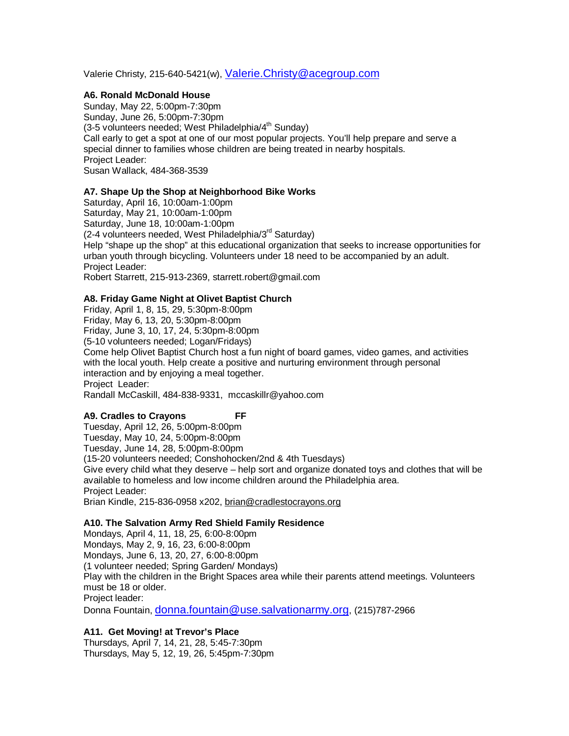Valerie Christy, 215-640-5421(w), Valerie.Christy@acegroup.com

**A6. Ronald McDonald House**
Sunday, May 22, 5:00pm-7:30pm
Sunday, June 26, 5:00pm-7:30pm
(3-5 volunteers needed; West Philadelphia/4th Sunday)
Call early to get a spot at one of our most popular projects. You'll help prepare and serve a special dinner to families whose children are being treated in nearby hospitals.
Project Leader:
Susan Wallack, 484-368-3539

**A7. Shape Up the Shop at Neighborhood Bike Works**
Saturday, April 16, 10:00am-1:00pm
Saturday, May 21, 10:00am-1:00pm
Saturday, June 18, 10:00am-1:00pm
(2-4 volunteers needed, West Philadelphia/3rd Saturday)
Help "shape up the shop" at this educational organization that seeks to increase opportunities for urban youth through bicycling. Volunteers under 18 need to be accompanied by an adult.
Project Leader:
Robert Starrett, 215-913-2369, starrett.robert@gmail.com

**A8. Friday Game Night at Olivet Baptist Church**
Friday, April 1, 8, 15, 29, 5:30pm-8:00pm
Friday, May 6, 13, 20, 5:30pm-8:00pm
Friday, June 3, 10, 17, 24, 5:30pm-8:00pm
(5-10 volunteers needed; Logan/Fridays)
Come help Olivet Baptist Church host a fun night of board games, video games, and activities with the local youth. Help create a positive and nurturing environment through personal interaction and by enjoying a meal together.
Project Leader:
Randall McCaskill, 484-838-9331, mccaskillr@yahoo.com

**A9. Cradles to Crayons FF**
Tuesday, April 12, 26, 5:00pm-8:00pm
Tuesday, May 10, 24, 5:00pm-8:00pm
Tuesday, June 14, 28, 5:00pm-8:00pm
(15-20 volunteers needed; Conshohocken/2nd & 4th Tuesdays)
Give every child what they deserve – help sort and organize donated toys and clothes that will be available to homeless and low income children around the Philadelphia area.
Project Leader:
Brian Kindle, 215-836-0958 x202, brian@cradlestocrayons.org

**A10. The Salvation Army Red Shield Family Residence**
Mondays, April 4, 11, 18, 25, 6:00-8:00pm
Mondays, May 2, 9, 16, 23, 6:00-8:00pm
Mondays, June 6, 13, 20, 27, 6:00-8:00pm
(1 volunteer needed; Spring Garden/ Mondays)
Play with the children in the Bright Spaces area while their parents attend meetings. Volunteers must be 18 or older.
Project leader:
Donna Fountain, donna.fountain@use.salvationarmy.org, (215)787-2966

**A11. Get Moving! at Trevor's Place**
Thursdays, April 7, 14, 21, 28, 5:45-7:30pm
Thursdays, May 5, 12, 19, 26, 5:45pm-7:30pm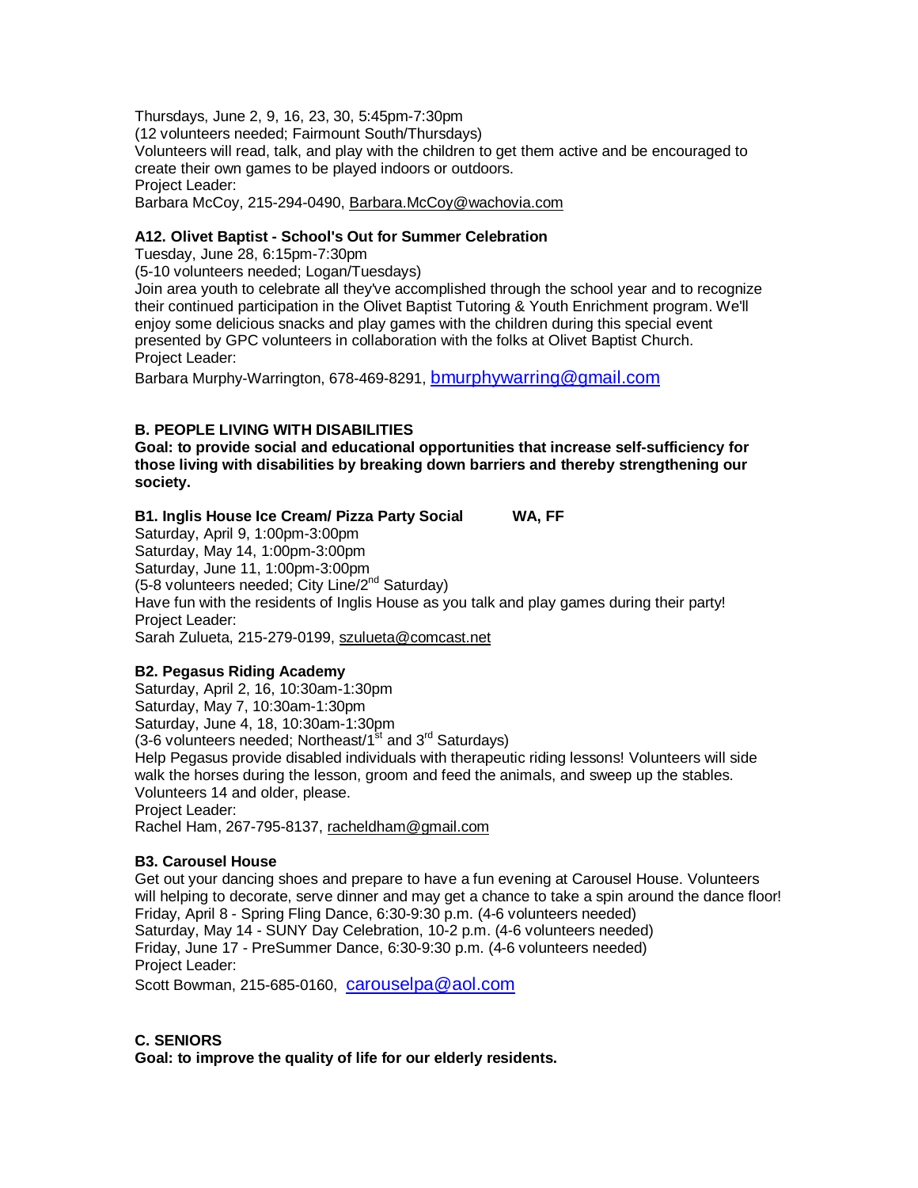Thursdays, June 2, 9, 16, 23, 30, 5:45pm-7:30pm
(12 volunteers needed; Fairmount South/Thursdays)
Volunteers will read, talk, and play with the children to get them active and be encouraged to create their own games to be played indoors or outdoors.
Project Leader:
Barbara McCoy, 215-294-0490, Barbara.McCoy@wachovia.com

**A12. Olivet Baptist - School's Out for Summer Celebration**
Tuesday, June 28, 6:15pm-7:30pm
(5-10 volunteers needed; Logan/Tuesdays)
Join area youth to celebrate all they've accomplished through the school year and to recognize their continued participation in the Olivet Baptist Tutoring & Youth Enrichment program. We'll enjoy some delicious snacks and play games with the children during this special event presented by GPC volunteers in collaboration with the folks at Olivet Baptist Church.
Project Leader:
Barbara Murphy-Warrington, 678-469-8291, bmurphywarring@gmail.com

## B. PEOPLE LIVING WITH DISABILITIES

**Goal: to provide social and educational opportunities that increase self-sufficiency for those living with disabilities by breaking down barriers and thereby strengthening our society.**

**B1. Inglis House Ice Cream/ Pizza Party Social WA, FF**
Saturday, April 9, 1:00pm-3:00pm
Saturday, May 14, 1:00pm-3:00pm
Saturday, June 11, 1:00pm-3:00pm
(5-8 volunteers needed; City Line/2nd Saturday)
Have fun with the residents of Inglis House as you talk and play games during their party!
Project Leader:
Sarah Zulueta, 215-279-0199, szulueta@comcast.net

**B2. Pegasus Riding Academy**
Saturday, April 2, 16, 10:30am-1:30pm
Saturday, May 7, 10:30am-1:30pm
Saturday, June 4, 18, 10:30am-1:30pm
(3-6 volunteers needed; Northeast/1st and 3rd Saturdays)
Help Pegasus provide disabled individuals with therapeutic riding lessons! Volunteers will side walk the horses during the lesson, groom and feed the animals, and sweep up the stables. Volunteers 14 and older, please.
Project Leader:
Rachel Ham, 267-795-8137, racheldham@gmail.com

**B3. Carousel House**
Get out your dancing shoes and prepare to have a fun evening at Carousel House. Volunteers will helping to decorate, serve dinner and may get a chance to take a spin around the dance floor!
Friday, April 8 - Spring Fling Dance, 6:30-9:30 p.m. (4-6 volunteers needed)
Saturday, May 14 - SUNY Day Celebration, 10-2 p.m. (4-6 volunteers needed)
Friday, June 17 - PreSummer Dance, 6:30-9:30 p.m. (4-6 volunteers needed)
Project Leader:
Scott Bowman, 215-685-0160, carouselpa@aol.com

## C. SENIORS

**Goal: to improve the quality of life for our elderly residents.**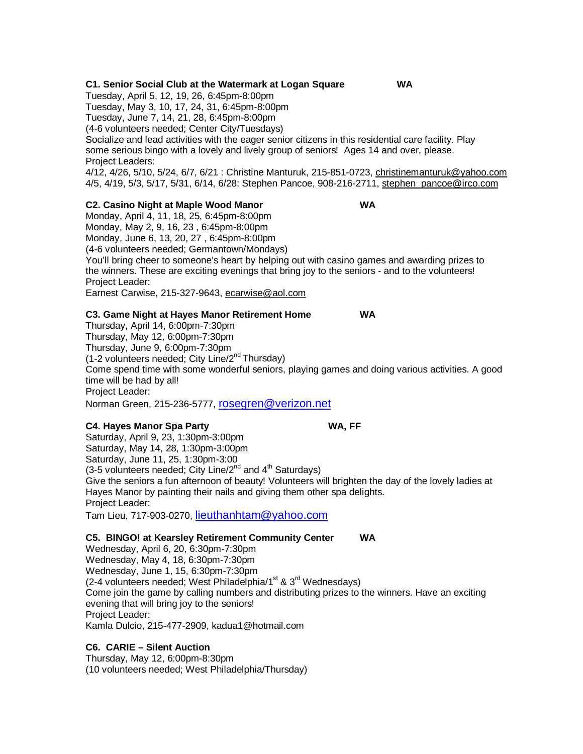**C1. Senior Social Club at the Watermark at Logan Square** **WA**

Tuesday, April 5, 12, 19, 26, 6:45pm-8:00pm
Tuesday, May 3, 10, 17, 24, 31, 6:45pm-8:00pm
Tuesday, June 7, 14, 21, 28, 6:45pm-8:00pm
(4-6 volunteers needed; Center City/Tuesdays)
Socialize and lead activities with the eager senior citizens in this residential care facility. Play some serious bingo with a lovely and lively group of seniors! Ages 14 and over, please.
Project Leaders:
4/12, 4/26, 5/10, 5/24, 6/7, 6/21 : Christine Manturuk, 215-851-0723, christinemanturuk@yahoo.com
4/5, 4/19, 5/3, 5/17, 5/31, 6/14, 6/28: Stephen Pancoe, 908-216-2711, stephen_pancoe@irco.com

**C2. Casino Night at Maple Wood Manor** **WA**

Monday, April 4, 11, 18, 25, 6:45pm-8:00pm
Monday, May 2, 9, 16, 23 , 6:45pm-8:00pm
Monday, June 6, 13, 20, 27 , 6:45pm-8:00pm
(4-6 volunteers needed; Germantown/Mondays)
You'll bring cheer to someone's heart by helping out with casino games and awarding prizes to the winners. These are exciting evenings that bring joy to the seniors - and to the volunteers!
Project Leader:
Earnest Carwise, 215-327-9643, ecarwise@aol.com

**C3. Game Night at Hayes Manor Retirement Home** **WA**

Thursday, April 14, 6:00pm-7:30pm
Thursday, May 12, 6:00pm-7:30pm
Thursday, June 9, 6:00pm-7:30pm
(1-2 volunteers needed; City Line/2nd Thursday)
Come spend time with some wonderful seniors, playing games and doing various activities. A good time will be had by all!
Project Leader:
Norman Green, 215-236-5777, rosegren@verizon.net

**C4. Hayes Manor Spa Party** **WA, FF**

Saturday, April 9, 23, 1:30pm-3:00pm
Saturday, May 14, 28, 1:30pm-3:00pm
Saturday, June 11, 25, 1:30pm-3:00
(3-5 volunteers needed; City Line/2nd and 4th Saturdays)
Give the seniors a fun afternoon of beauty! Volunteers will brighten the day of the lovely ladies at Hayes Manor by painting their nails and giving them other spa delights.
Project Leader:
Tam Lieu, 717-903-0270, lieuthanhtam@yahoo.com

**C5. BINGO! at Kearsley Retirement Community Center** **WA**

Wednesday, April 6, 20, 6:30pm-7:30pm
Wednesday, May 4, 18, 6:30pm-7:30pm
Wednesday, June 1, 15, 6:30pm-7:30pm
(2-4 volunteers needed; West Philadelphia/1st & 3rd Wednesdays)
Come join the game by calling numbers and distributing prizes to the winners. Have an exciting evening that will bring joy to the seniors!
Project Leader:
Kamla Dulcio, 215-477-2909, kadua1@hotmail.com

**C6. CARIE – Silent Auction**

Thursday, May 12, 6:00pm-8:30pm
(10 volunteers needed; West Philadelphia/Thursday)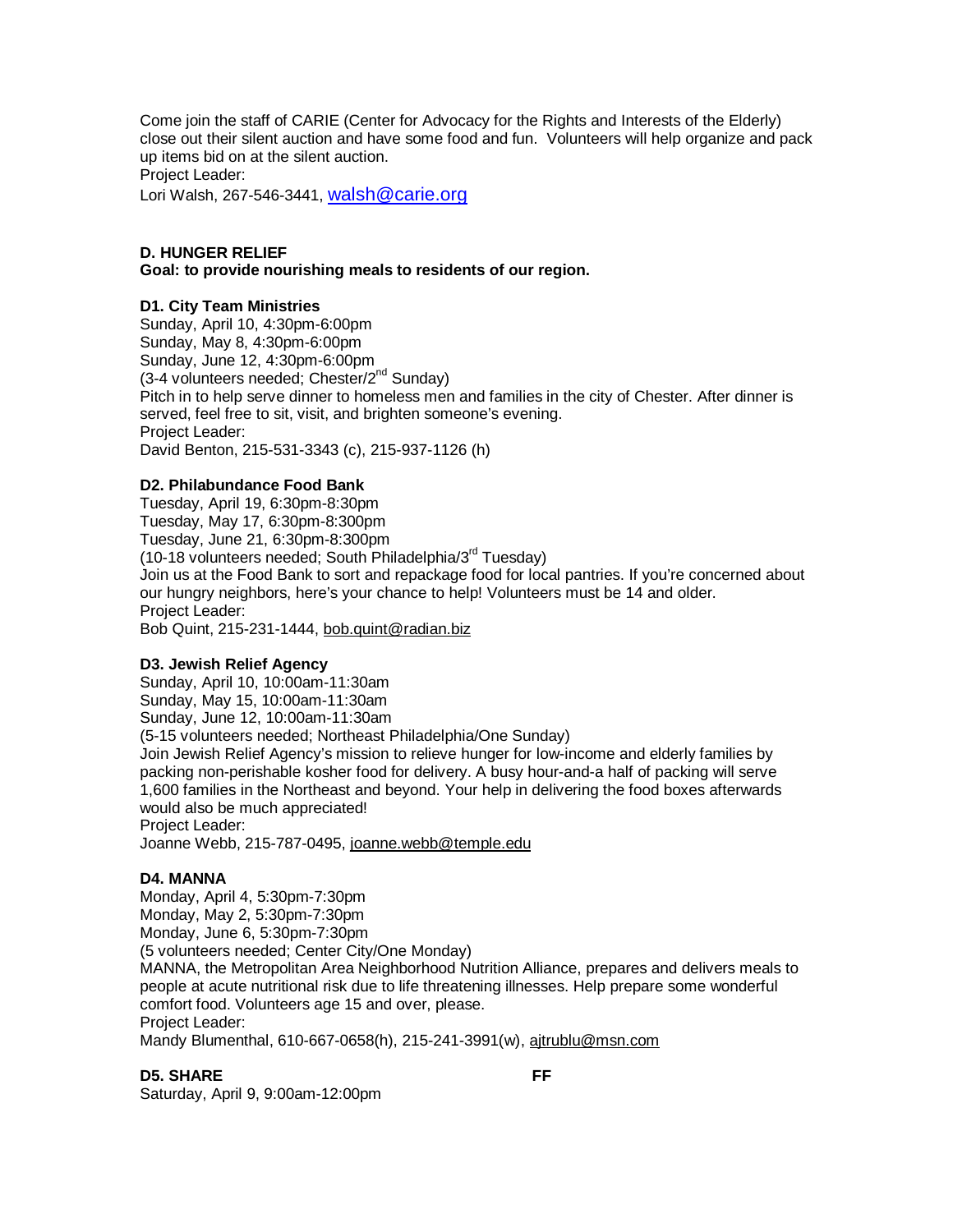Come join the staff of CARIE (Center for Advocacy for the Rights and Interests of the Elderly) close out their silent auction and have some food and fun. Volunteers will help organize and pack up items bid on at the silent auction.
Project Leader:
Lori Walsh, 267-546-3441, walsh@carie.org

**D. HUNGER RELIEF**
**Goal: to provide nourishing meals to residents of our region.**

**D1. City Team Ministries**
Sunday, April 10, 4:30pm-6:00pm
Sunday, May 8, 4:30pm-6:00pm
Sunday, June 12, 4:30pm-6:00pm
(3-4 volunteers needed; Chester/2nd Sunday)
Pitch in to help serve dinner to homeless men and families in the city of Chester. After dinner is served, feel free to sit, visit, and brighten someone's evening.
Project Leader:
David Benton, 215-531-3343 (c), 215-937-1126 (h)

**D2. Philabundance Food Bank**
Tuesday, April 19, 6:30pm-8:30pm
Tuesday, May 17, 6:30pm-8:300pm
Tuesday, June 21, 6:30pm-8:300pm
(10-18 volunteers needed; South Philadelphia/3rd Tuesday)
Join us at the Food Bank to sort and repackage food for local pantries. If you're concerned about our hungry neighbors, here's your chance to help! Volunteers must be 14 and older.
Project Leader:
Bob Quint, 215-231-1444, bob.quint@radian.biz

**D3. Jewish Relief Agency**
Sunday, April 10, 10:00am-11:30am
Sunday, May 15, 10:00am-11:30am
Sunday, June 12, 10:00am-11:30am
(5-15 volunteers needed; Northeast Philadelphia/One Sunday)
Join Jewish Relief Agency's mission to relieve hunger for low-income and elderly families by packing non-perishable kosher food for delivery. A busy hour-and-a half of packing will serve 1,600 families in the Northeast and beyond. Your help in delivering the food boxes afterwards would also be much appreciated!
Project Leader:
Joanne Webb, 215-787-0495, joanne.webb@temple.edu

**D4. MANNA**
Monday, April 4, 5:30pm-7:30pm
Monday, May 2, 5:30pm-7:30pm
Monday, June 6, 5:30pm-7:30pm
(5 volunteers needed; Center City/One Monday)
MANNA, the Metropolitan Area Neighborhood Nutrition Alliance, prepares and delivers meals to people at acute nutritional risk due to life threatening illnesses. Help prepare some wonderful comfort food. Volunteers age 15 and over, please.
Project Leader:
Mandy Blumenthal, 610-667-0658(h), 215-241-3991(w), ajtrublu@msn.com

**D5. SHARE** **FF**
Saturday, April 9, 9:00am-12:00pm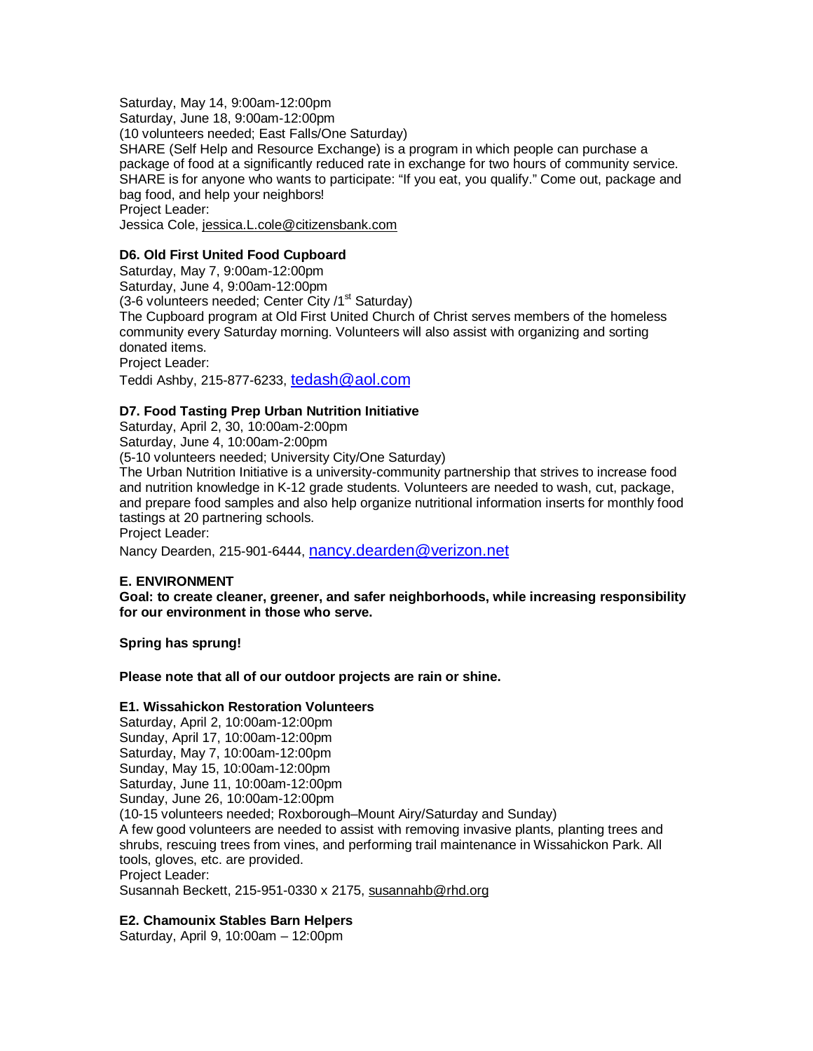Saturday, May 14, 9:00am-12:00pm
Saturday, June 18, 9:00am-12:00pm
(10 volunteers needed; East Falls/One Saturday)
SHARE (Self Help and Resource Exchange) is a program in which people can purchase a package of food at a significantly reduced rate in exchange for two hours of community service. SHARE is for anyone who wants to participate: "If you eat, you qualify." Come out, package and bag food, and help your neighbors!
Project Leader:
Jessica Cole, jessica.L.cole@citizensbank.com

**D6. Old First United Food Cupboard**
Saturday, May 7, 9:00am-12:00pm
Saturday, June 4, 9:00am-12:00pm
(3-6 volunteers needed; Center City /1st Saturday)
The Cupboard program at Old First United Church of Christ serves members of the homeless community every Saturday morning. Volunteers will also assist with organizing and sorting donated items.
Project Leader:
Teddi Ashby, 215-877-6233, tedash@aol.com

**D7. Food Tasting Prep Urban Nutrition Initiative**
Saturday, April 2, 30, 10:00am-2:00pm
Saturday, June 4, 10:00am-2:00pm
(5-10 volunteers needed; University City/One Saturday)
The Urban Nutrition Initiative is a university-community partnership that strives to increase food and nutrition knowledge in K-12 grade students. Volunteers are needed to wash, cut, package, and prepare food samples and also help organize nutritional information inserts for monthly food tastings at 20 partnering schools.
Project Leader:
Nancy Dearden, 215-901-6444, nancy.dearden@verizon.net

**E. ENVIRONMENT**
**Goal: to create cleaner, greener, and safer neighborhoods, while increasing responsibility for our environment in those who serve.**

**Spring has sprung!**

**Please note that all of our outdoor projects are rain or shine.**

**E1. Wissahickon Restoration Volunteers**
Saturday, April 2, 10:00am-12:00pm
Sunday, April 17, 10:00am-12:00pm
Saturday, May 7, 10:00am-12:00pm
Sunday, May 15, 10:00am-12:00pm
Saturday, June 11, 10:00am-12:00pm
Sunday, June 26, 10:00am-12:00pm
(10-15 volunteers needed; Roxborough–Mount Airy/Saturday and Sunday)
A few good volunteers are needed to assist with removing invasive plants, planting trees and shrubs, rescuing trees from vines, and performing trail maintenance in Wissahickon Park. All tools, gloves, etc. are provided.
Project Leader:
Susannah Beckett, 215-951-0330 x 2175, susannahb@rhd.org

**E2. Chamounix Stables Barn Helpers**
Saturday, April 9, 10:00am – 12:00pm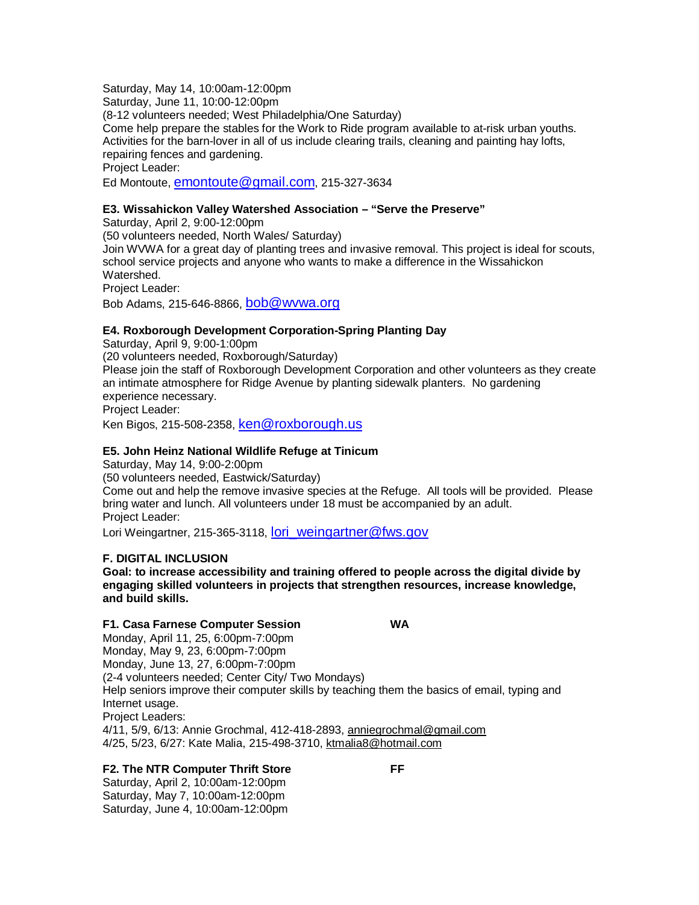Saturday, May 14, 10:00am-12:00pm
Saturday, June 11, 10:00-12:00pm
(8-12 volunteers needed; West Philadelphia/One Saturday)
Come help prepare the stables for the Work to Ride program available to at-risk urban youths. Activities for the barn-lover in all of us include clearing trails, cleaning and painting hay lofts, repairing fences and gardening.
Project Leader:
Ed Montoute, emontoute@gmail.com, 215-327-3634

**E3. Wissahickon Valley Watershed Association – "Serve the Preserve"**
Saturday, April 2, 9:00-12:00pm
(50 volunteers needed, North Wales/ Saturday)
Join WVWA for a great day of planting trees and invasive removal. This project is ideal for scouts, school service projects and anyone who wants to make a difference in the Wissahickon Watershed.
Project Leader:
Bob Adams, 215-646-8866, bob@wvwa.org

**E4. Roxborough Development Corporation-Spring Planting Day**
Saturday, April 9, 9:00-1:00pm
(20 volunteers needed, Roxborough/Saturday)
Please join the staff of Roxborough Development Corporation and other volunteers as they create an intimate atmosphere for Ridge Avenue by planting sidewalk planters. No gardening experience necessary.
Project Leader:
Ken Bigos, 215-508-2358, ken@roxborough.us

**E5. John Heinz National Wildlife Refuge at Tinicum**
Saturday, May 14, 9:00-2:00pm
(50 volunteers needed, Eastwick/Saturday)
Come out and help the remove invasive species at the Refuge. All tools will be provided. Please bring water and lunch. All volunteers under 18 must be accompanied by an adult.
Project Leader:
Lori Weingartner, 215-365-3118, lori_weingartner@fws.gov

## F. DIGITAL INCLUSION

**Goal: to increase accessibility and training offered to people across the digital divide by engaging skilled volunteers in projects that strengthen resources, increase knowledge, and build skills.**

**F1. Casa Farnese Computer Session WA**
Monday, April 11, 25, 6:00pm-7:00pm
Monday, May 9, 23, 6:00pm-7:00pm
Monday, June 13, 27, 6:00pm-7:00pm
(2-4 volunteers needed; Center City/ Two Mondays)
Help seniors improve their computer skills by teaching them the basics of email, typing and Internet usage.
Project Leaders:
4/11, 5/9, 6/13: Annie Grochmal, 412-418-2893, anniegrochmal@gmail.com
4/25, 5/23, 6/27: Kate Malia, 215-498-3710, ktmalia8@hotmail.com

**F2. The NTR Computer Thrift Store FF**
Saturday, April 2, 10:00am-12:00pm
Saturday, May 7, 10:00am-12:00pm
Saturday, June 4, 10:00am-12:00pm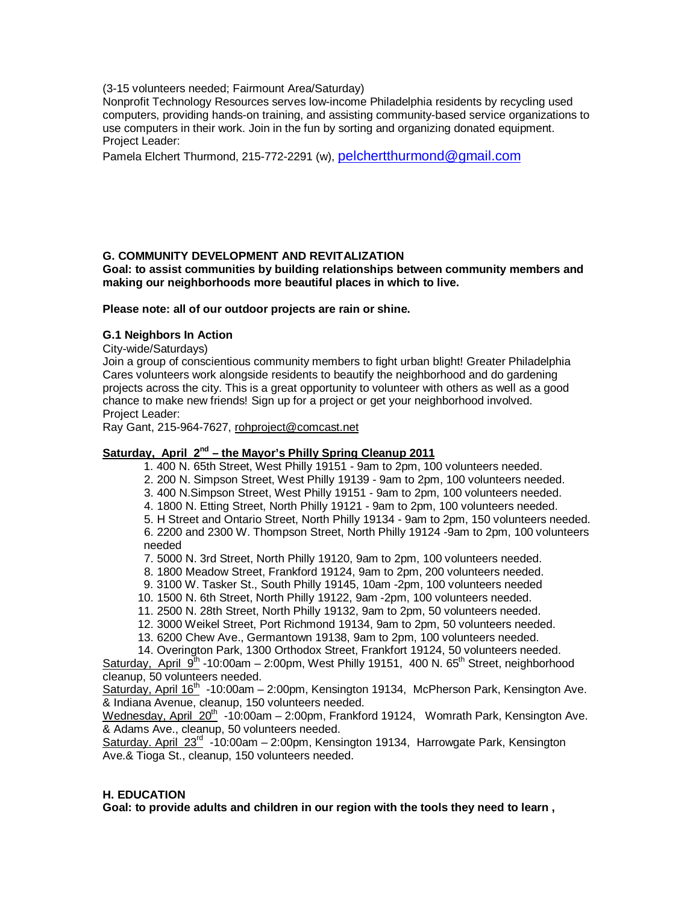(3-15 volunteers needed; Fairmount Area/Saturday)
Nonprofit Technology Resources serves low-income Philadelphia residents by recycling used computers, providing hands-on training, and assisting community-based service organizations to use computers in their work. Join in the fun by sorting and organizing donated equipment.
Project Leader:
Pamela Elchert Thurmond, 215-772-2291 (w), pelchertthurmond@gmail.com

## G. COMMUNITY DEVELOPMENT AND REVITALIZATION

**Goal: to assist communities by building relationships between community members and making our neighborhoods more beautiful places in which to live.**

**Please note: all of our outdoor projects are rain or shine.**

### G.1 Neighbors In Action

City-wide/Saturdays)
Join a group of conscientious community members to fight urban blight! Greater Philadelphia Cares volunteers work alongside residents to beautify the neighborhood and do gardening projects across the city. This is a great opportunity to volunteer with others as well as a good chance to make new friends! Sign up for a project or get your neighborhood involved.
Project Leader:
Ray Gant, 215-964-7627, rohproject@comcast.net

**Saturday, April 2nd – the Mayor's Philly Spring Cleanup 2011**

1. 400 N. 65th Street, West Philly 19151 - 9am to 2pm, 100 volunteers needed.
2. 200 N. Simpson Street, West Philly 19139 - 9am to 2pm, 100 volunteers needed.
3. 400 N.Simpson Street, West Philly 19151 - 9am to 2pm, 100 volunteers needed.
4. 1800 N. Etting Street, North Philly 19121 - 9am to 2pm, 100 volunteers needed.
5. H Street and Ontario Street, North Philly 19134 - 9am to 2pm, 150 volunteers needed.
6. 2200 and 2300 W. Thompson Street, North Philly 19124 -9am to 2pm, 100 volunteers needed
7. 5000 N. 3rd Street, North Philly 19120, 9am to 2pm, 100 volunteers needed.
8. 1800 Meadow Street, Frankford 19124, 9am to 2pm, 200 volunteers needed.
9. 3100 W. Tasker St., South Philly 19145, 10am -2pm, 100 volunteers needed
10. 1500 N. 6th Street, North Philly 19122, 9am -2pm, 100 volunteers needed.
11. 2500 N. 28th Street, North Philly 19132, 9am to 2pm, 50 volunteers needed.
12. 3000 Weikel Street, Port Richmond 19134, 9am to 2pm, 50 volunteers needed.
13. 6200 Chew Ave., Germantown 19138, 9am to 2pm, 100 volunteers needed.
14. Overington Park, 1300 Orthodox Street, Frankfort 19124, 50 volunteers needed.

Saturday, April 9th -10:00am – 2:00pm, West Philly 19151, 400 N. 65th Street, neighborhood cleanup, 50 volunteers needed.
Saturday, April 16th -10:00am – 2:00pm, Kensington 19134, McPherson Park, Kensington Ave. & Indiana Avenue, cleanup, 150 volunteers needed.
Wednesday, April 20th -10:00am – 2:00pm, Frankford 19124, Womrath Park, Kensington Ave. & Adams Ave., cleanup, 50 volunteers needed.
Saturday. April 23rd -10:00am – 2:00pm, Kensington 19134, Harrowgate Park, Kensington Ave.& Tioga St., cleanup, 150 volunteers needed.

## H. EDUCATION

**Goal: to provide adults and children in our region with the tools they need to learn ,**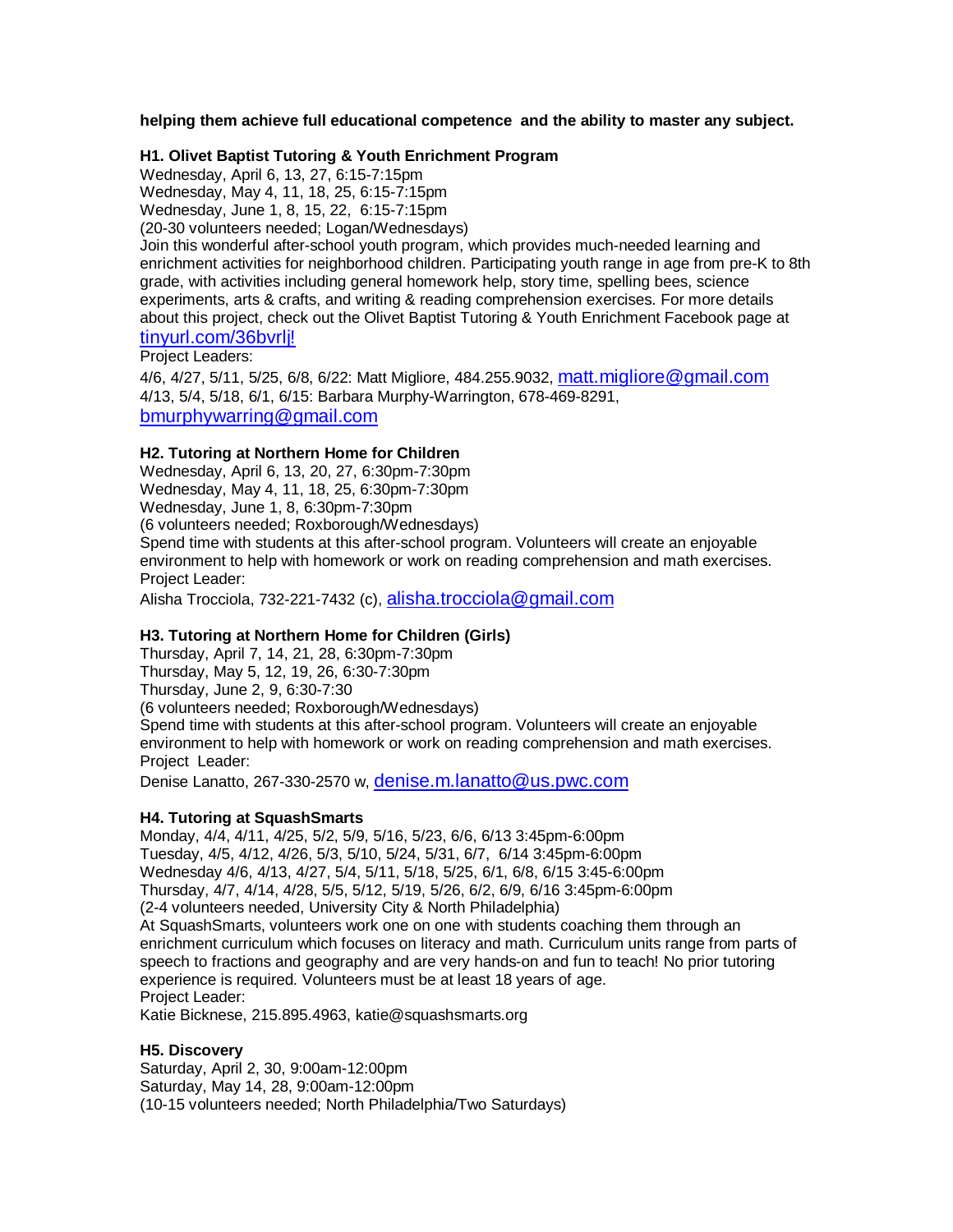**helping them achieve full educational competence and the ability to master any subject.**

### H1. Olivet Baptist Tutoring & Youth Enrichment Program

Wednesday, April 6, 13, 27, 6:15-7:15pm
Wednesday, May 4, 11, 18, 25, 6:15-7:15pm
Wednesday, June 1, 8, 15, 22, 6:15-7:15pm
(20-30 volunteers needed; Logan/Wednesdays)

Join this wonderful after-school youth program, which provides much-needed learning and enrichment activities for neighborhood children. Participating youth range in age from pre-K to 8th grade, with activities including general homework help, story time, spelling bees, science experiments, arts & crafts, and writing & reading comprehension exercises. For more details about this project, check out the Olivet Baptist Tutoring & Youth Enrichment Facebook page at tinyurl.com/36bvrlj!

Project Leaders:
4/6, 4/27, 5/11, 5/25, 6/8, 6/22: Matt Migliore, 484.255.9032, matt.migliore@gmail.com
4/13, 5/4, 5/18, 6/1, 6/15: Barbara Murphy-Warrington, 678-469-8291, bmurphywarring@gmail.com

### H2. Tutoring at Northern Home for Children

Wednesday, April 6, 13, 20, 27, 6:30pm-7:30pm
Wednesday, May 4, 11, 18, 25, 6:30pm-7:30pm
Wednesday, June 1, 8, 6:30pm-7:30pm
(6 volunteers needed; Roxborough/Wednesdays)

Spend time with students at this after-school program. Volunteers will create an enjoyable environment to help with homework or work on reading comprehension and math exercises.

Project Leader:
Alisha Trocciola, 732-221-7432 (c), alisha.trocciola@gmail.com

### H3. Tutoring at Northern Home for Children (Girls)

Thursday, April 7, 14, 21, 28, 6:30pm-7:30pm
Thursday, May 5, 12, 19, 26, 6:30-7:30pm
Thursday, June 2, 9, 6:30-7:30
(6 volunteers needed; Roxborough/Wednesdays)

Spend time with students at this after-school program. Volunteers will create an enjoyable environment to help with homework or work on reading comprehension and math exercises.

Project Leader:
Denise Lanatto, 267-330-2570 w, denise.m.lanatto@us.pwc.com

### H4. Tutoring at SquashSmarts

Monday, 4/4, 4/11, 4/25, 5/2, 5/9, 5/16, 5/23, 6/6, 6/13 3:45pm-6:00pm
Tuesday, 4/5, 4/12, 4/26, 5/3, 5/10, 5/24, 5/31, 6/7, 6/14 3:45pm-6:00pm
Wednesday 4/6, 4/13, 4/27, 5/4, 5/11, 5/18, 5/25, 6/1, 6/8, 6/15 3:45-6:00pm
Thursday, 4/7, 4/14, 4/28, 5/5, 5/12, 5/19, 5/26, 6/2, 6/9, 6/16 3:45pm-6:00pm
(2-4 volunteers needed, University City & North Philadelphia)

At SquashSmarts, volunteers work one on one with students coaching them through an enrichment curriculum which focuses on literacy and math. Curriculum units range from parts of speech to fractions and geography and are very hands-on and fun to teach! No prior tutoring experience is required. Volunteers must be at least 18 years of age.

Project Leader:
Katie Bicknese, 215.895.4963, katie@squashsmarts.org

### H5. Discovery

Saturday, April 2, 30, 9:00am-12:00pm
Saturday, May 14, 28, 9:00am-12:00pm
(10-15 volunteers needed; North Philadelphia/Two Saturdays)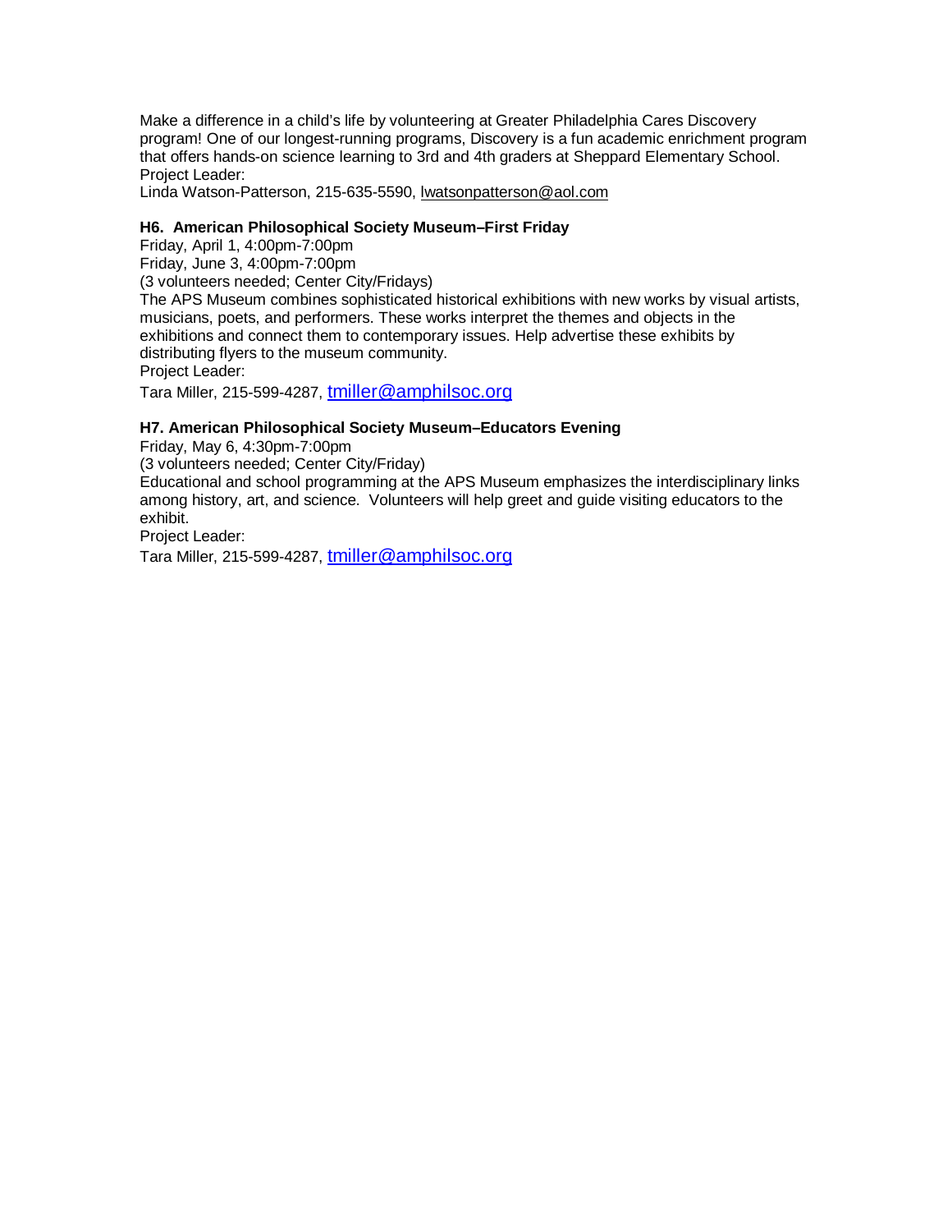Make a difference in a child's life by volunteering at Greater Philadelphia Cares Discovery program! One of our longest-running programs, Discovery is a fun academic enrichment program that offers hands-on science learning to 3rd and 4th graders at Sheppard Elementary School.
Project Leader:
Linda Watson-Patterson, 215-635-5590, lwatsonpatterson@aol.com

**H6. American Philosophical Society Museum–First Friday**

Friday, April 1, 4:00pm-7:00pm
Friday, June 3, 4:00pm-7:00pm
(3 volunteers needed; Center City/Fridays)
The APS Museum combines sophisticated historical exhibitions with new works by visual artists, musicians, poets, and performers. These works interpret the themes and objects in the exhibitions and connect them to contemporary issues. Help advertise these exhibits by distributing flyers to the museum community.
Project Leader:
Tara Miller, 215-599-4287, tmiller@amphilsoc.org

**H7. American Philosophical Society Museum–Educators Evening**

Friday, May 6, 4:30pm-7:00pm
(3 volunteers needed; Center City/Friday)
Educational and school programming at the APS Museum emphasizes the interdisciplinary links among history, art, and science. Volunteers will help greet and guide visiting educators to the exhibit.
Project Leader:
Tara Miller, 215-599-4287, tmiller@amphilsoc.org